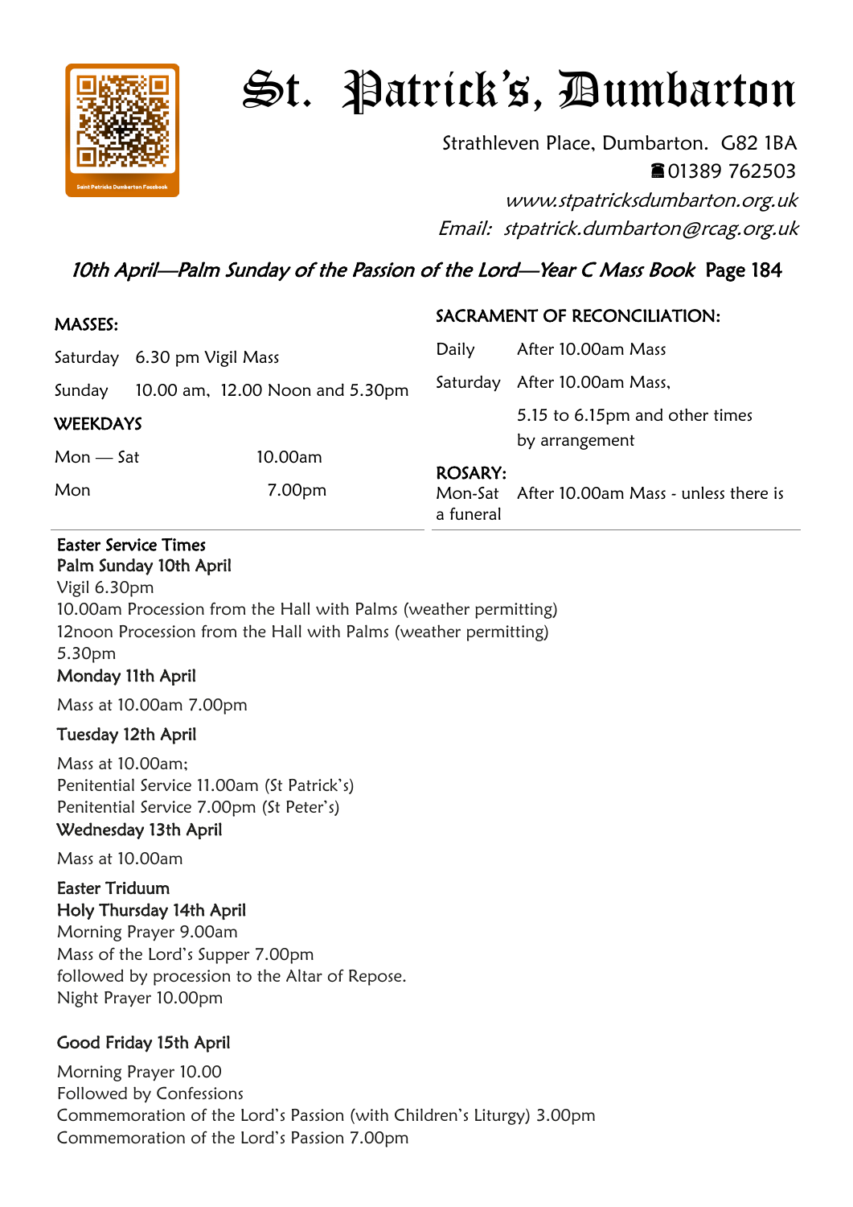# St. Patrick's, Dumbarton

Strathleven Place, Dumbarton. G82 1BA
☎01389 762503
*www.stpatricksdumbarton.org.uk*
*Email: stpatrick.dumbarton@rcag.org.uk*

## *10th April—Palm Sunday of the Passion of the Lord—Year C Mass Book* Page 184

**MASSES:**

| | |
|---|---|
| Saturday | 6.30 pm Vigil Mass |
| Sunday | 10.00 am, 12.00 Noon and 5.30pm |

**WEEKDAYS**

| | |
|---|---|
| Mon — Sat | 10.00am |
| Mon | 7.00pm |

**SACRAMENT OF RECONCILIATION:**

| | |
|---|---|
| Daily | After 10.00am Mass |
| Saturday | After 10.00am Mass, 5.15 to 6.15pm and other times by arrangement |

**ROSARY:**
Mon-Sat After 10.00am Mass - unless there is a funeral

**Easter Service Times**

**Palm Sunday 10th April**
Vigil 6.30pm
10.00am Procession from the Hall with Palms (weather permitting)
12noon Procession from the Hall with Palms (weather permitting)
5.30pm

**Monday 11th April**

Mass at 10.00am 7.00pm

**Tuesday 12th April**

Mass at 10.00am;
Penitential Service 11.00am (St Patrick's)
Penitential Service 7.00pm (St Peter's)

**Wednesday 13th April**

Mass at 10.00am

**Easter Triduum**

**Holy Thursday 14th April**
Morning Prayer 9.00am
Mass of the Lord's Supper 7.00pm
followed by procession to the Altar of Repose.
Night Prayer 10.00pm

**Good Friday 15th April**

Morning Prayer 10.00
Followed by Confessions
Commemoration of the Lord's Passion (with Children's Liturgy) 3.00pm
Commemoration of the Lord's Passion 7.00pm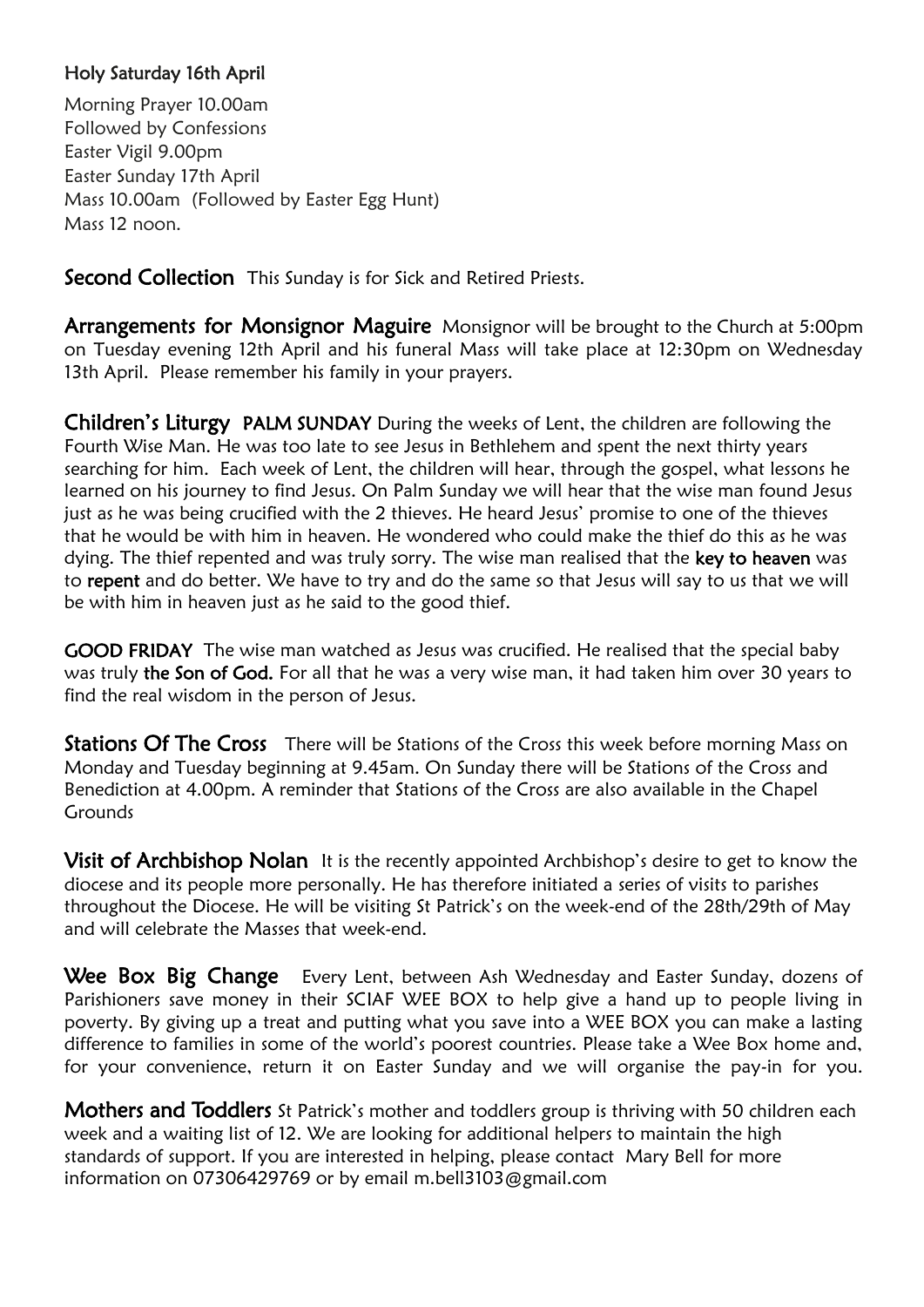**Holy Saturday 16th April**

Morning Prayer 10.00am
Followed by Confessions
Easter Vigil 9.00pm
Easter Sunday 17th April
Mass 10.00am (Followed by Easter Egg Hunt)
Mass 12 noon.

**Second Collection** This Sunday is for Sick and Retired Priests.

**Arrangements for Monsignor Maguire** Monsignor will be brought to the Church at 5:00pm on Tuesday evening 12th April and his funeral Mass will take place at 12:30pm on Wednesday 13th April. Please remember his family in your prayers.

**Children's Liturgy** **PALM SUNDAY** During the weeks of Lent, the children are following the Fourth Wise Man. He was too late to see Jesus in Bethlehem and spent the next thirty years searching for him. Each week of Lent, the children will hear, through the gospel, what lessons he learned on his journey to find Jesus. On Palm Sunday we will hear that the wise man found Jesus just as he was being crucified with the 2 thieves. He heard Jesus' promise to one of the thieves that he would be with him in heaven. He wondered who could make the thief do this as he was dying. The thief repented and was truly sorry. The wise man realised that the **key to heaven** was to **repent** and do better. We have to try and do the same so that Jesus will say to us that we will be with him in heaven just as he said to the good thief.

**GOOD FRIDAY** The wise man watched as Jesus was crucified. He realised that the special baby was truly **the Son of God.** For all that he was a very wise man, it had taken him over 30 years to find the real wisdom in the person of Jesus.

**Stations Of The Cross** There will be Stations of the Cross this week before morning Mass on Monday and Tuesday beginning at 9.45am. On Sunday there will be Stations of the Cross and Benediction at 4.00pm. A reminder that Stations of the Cross are also available in the Chapel Grounds

**Visit of Archbishop Nolan** It is the recently appointed Archbishop's desire to get to know the diocese and its people more personally. He has therefore initiated a series of visits to parishes throughout the Diocese. He will be visiting St Patrick's on the week-end of the 28th/29th of May and will celebrate the Masses that week-end.

**Wee Box Big Change** Every Lent, between Ash Wednesday and Easter Sunday, dozens of Parishioners save money in their SCIAF WEE BOX to help give a hand up to people living in poverty. By giving up a treat and putting what you save into a WEE BOX you can make a lasting difference to families in some of the world's poorest countries. Please take a Wee Box home and, for your convenience, return it on Easter Sunday and we will organise the pay-in for you.

**Mothers and Toddlers** St Patrick's mother and toddlers group is thriving with 50 children each week and a waiting list of 12. We are looking for additional helpers to maintain the high standards of support. If you are interested in helping, please contact Mary Bell for more information on 07306429769 or by email m.bell3103@gmail.com